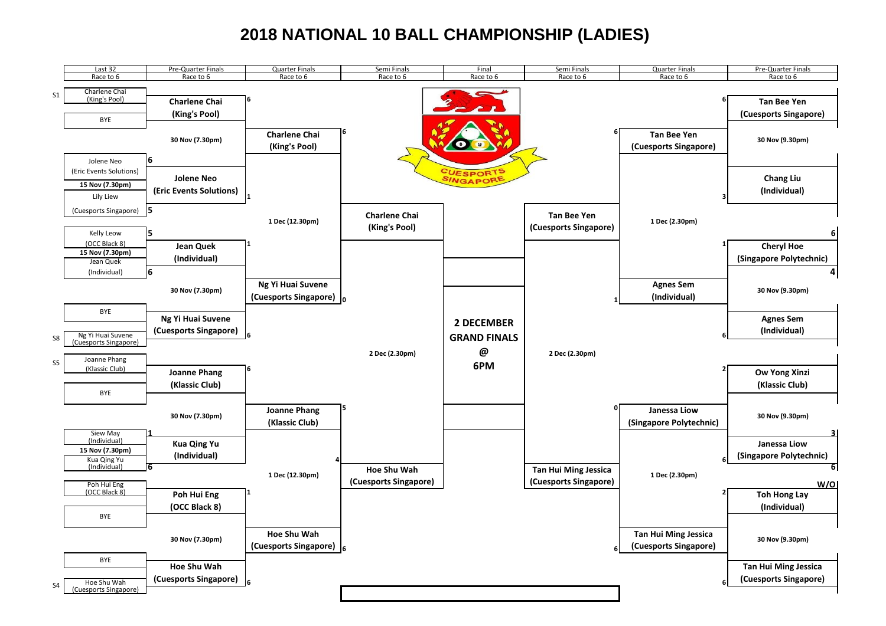# 2018 NATIONAL 10 BALL CHAMPIONSHIP (LADIES)

| Round | Race |
|---|---|
| Last 32 | Race to 6 |
| Pre-Quarter Finals | Race to 6 |
| Quarter Finals | Race to 6 |
| Semi Finals | Race to 6 |
| Final | Race to 6 |

## Left Half

### Last 32 (15 Nov (7.30pm))

| Seed | Player | Score |
|---|---|---|
| S1 | Charlene Chai (King's Pool) | |
| | BYE | |
| | Jolene Neo (Eric Events Solutions) | 6 |
| | Lily Liew (Cuesports Singapore) | 5 |
| | Kelly Leow (OCC Black 8) | 5 |
| | Jean Quek (Individual) | 6 |
| | BYE | |
| S8 | Ng Yi Huai Suvene (Cuesports Singapore) | |
| S5 | Joanne Phang (Klassic Club) | |
| | BYE | |
| | Siew May (Individual) | 1 |
| | Kua Qing Yu (Individual) | 6 |
| | Poh Hui Eng (OCC Black 8) | |
| | BYE | |
| | BYE | |
| S4 | Hoe Shu Wah (Cuesports Singapore) | |

### Pre-Quarter Finals (30 Nov (7.30pm))

| Match | Score |
|---|---|
| Charlene Chai (King's Pool) vs Jolene Neo (Eric Events Solutions) | 6 – 1 |
| Jean Quek (Individual) vs Ng Yi Huai Suvene (Cuesports Singapore) | 1 – 6 |
| Joanne Phang (Klassic Club) vs Kua Qing Yu (Individual) | 6 – 4 |
| Poh Hui Eng (OCC Black 8) vs Hoe Shu Wah (Cuesports Singapore) | 1 – 6 |

### Quarter Finals (1 Dec (12.30pm))

| Match | Score |
|---|---|
| Charlene Chai (King's Pool) vs Ng Yi Huai Suvene (Cuesports Singapore) | 6 – 0 |
| Joanne Phang (Klassic Club) vs Hoe Shu Wah (Cuesports Singapore) | 5 – 6 |

### Semi Finals (2 Dec (2.30pm))

- Charlene Chai (King's Pool)
- Hoe Shu Wah (Cuesports Singapore)

## Final

**2 DECEMBER GRAND FINALS @ 6PM**

## Right Half

### Pre-Quarter Finals (30 Nov (9.30pm))

| Match | Score |
|---|---|
| Tan Bee Yen (Cuesports Singapore) vs Chang Liu (Individual) | 6 – 3 |
| Cheryl Hoe (Singapore Polytechnic) vs Agnes Sem (Individual) | 1 – 6 |
| Ow Yong Xinzi (Klassic Club) vs Janessa Liow (Singapore Polytechnic) | 2 – 6 |
| Toh Hong Lay (Individual) vs Tan Hui Ming Jessica (Cuesports Singapore) | 2 – 6 |

Last 32 scores shown: Cheryl Hoe 6 – 4 Agnes Sem; Ow Yong Xinzi / Janessa Liow 3 – 6; Janessa Liow / Toh Hong Lay W/O

### Quarter Finals (1 Dec (2.30pm))

| Match | Score |
|---|---|
| Tan Bee Yen (Cuesports Singapore) vs Agnes Sem (Individual) | 6 – 1 |
| Janessa Liow (Singapore Polytechnic) vs Tan Hui Ming Jessica (Cuesports Singapore) | 0 – 6 |

### Semi Finals (2 Dec (2.30pm))

- Tan Bee Yen (Cuesports Singapore)
- Tan Hui Ming Jessica (Cuesports Singapore)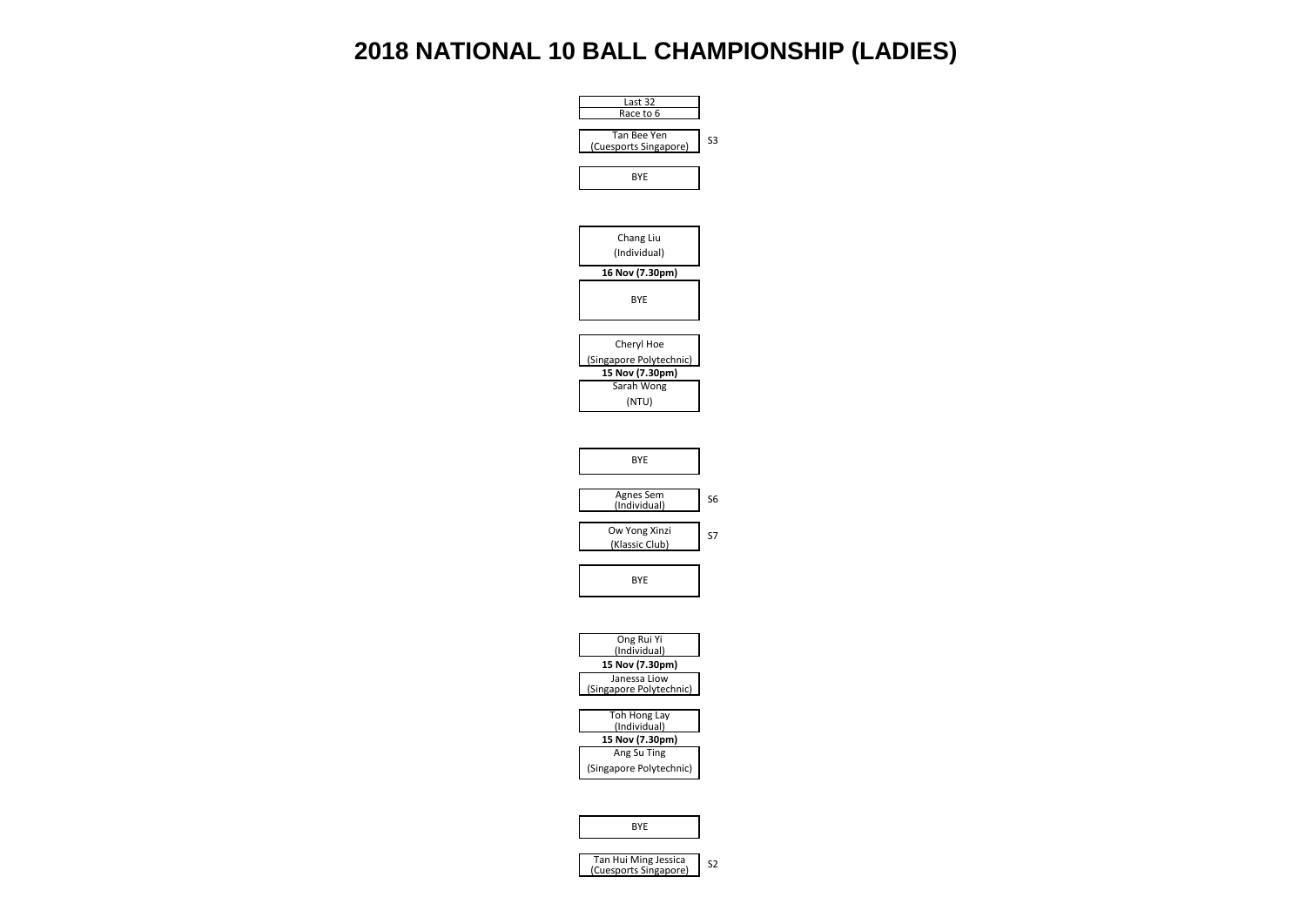# 2018 NATIONAL 10 BALL CHAMPIONSHIP (LADIES)

Last 32
Race to 6

Tan Bee Yen
(Cuesports Singapore) S3

BYE

Chang Liu
(Individual)
**16 Nov (7.30pm)**
BYE

Cheryl Hoe
(Singapore Polytechnic)
**15 Nov (7.30pm)**
Sarah Wong
(NTU)

BYE

Agnes Sem
(Individual) S6

Ow Yong Xinzi
(Klassic Club) S7

BYE

Ong Rui Yi
(Individual)
**15 Nov (7.30pm)**
Janessa Liow
(Singapore Polytechnic)

Toh Hong Lay
(Individual)
**15 Nov (7.30pm)**
Ang Su Ting
(Singapore Polytechnic)

BYE

Tan Hui Ming Jessica
(Cuesports Singapore) S2